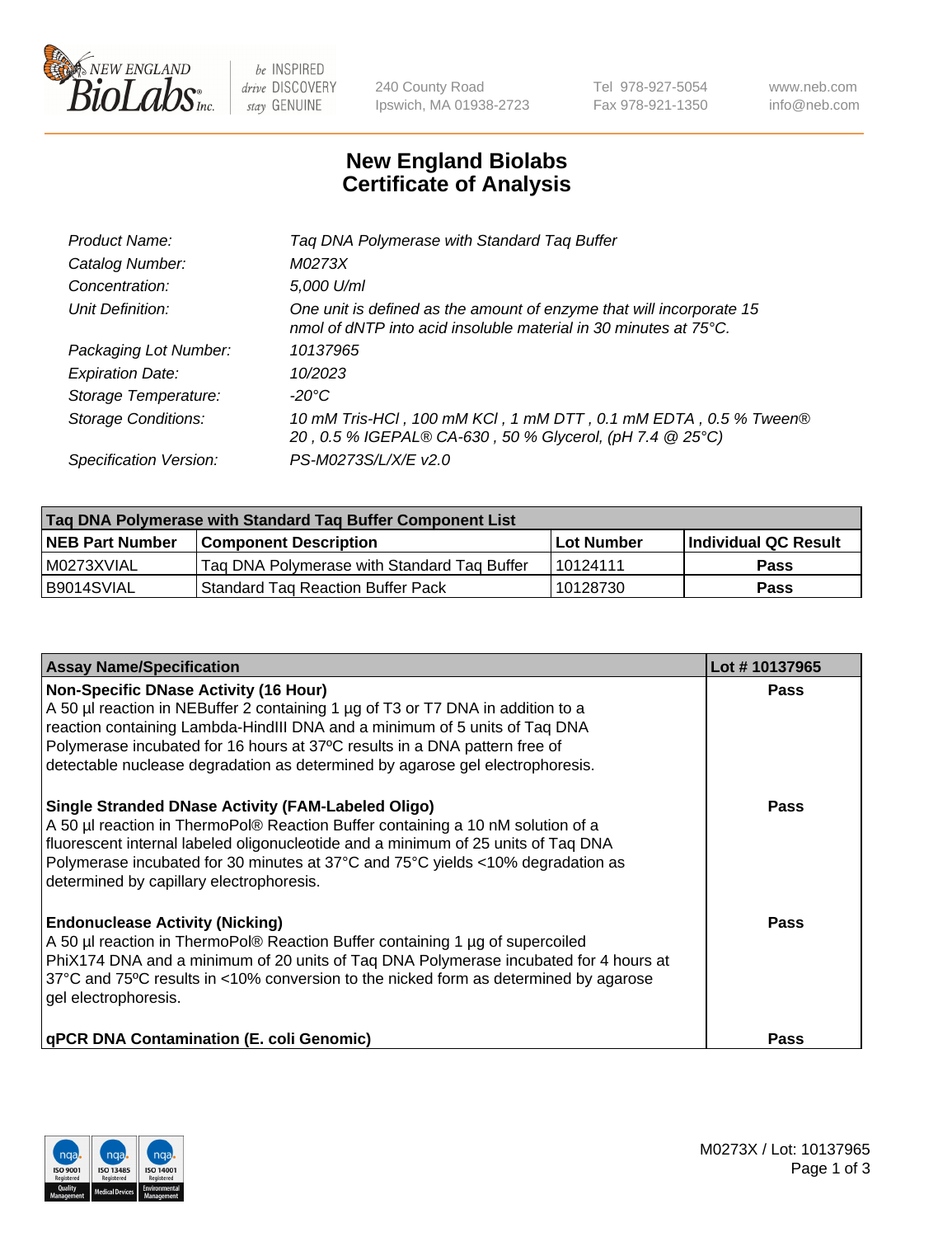New England Biolabs, 240 County Road, Ipswich, MA 01938-2723, Tel 978-927-5054, Fax 978-921-1350, www.neb.com, info@neb.com

# New England Biolabs
# Certificate of Analysis

| | |
|---|---|
| *Product Name:* | *Taq DNA Polymerase with Standard Taq Buffer* |
| *Catalog Number:* | *M0273X* |
| *Concentration:* | *5,000 U/ml* |
| *Unit Definition:* | *One unit is defined as the amount of enzyme that will incorporate 15 nmol of dNTP into acid insoluble material in 30 minutes at 75°C.* |
| *Packaging Lot Number:* | *10137965* |
| *Expiration Date:* | *10/2023* |
| *Storage Temperature:* | *-20°C* |
| *Storage Conditions:* | *10 mM Tris-HCl , 100 mM KCl , 1 mM DTT , 0.1 mM EDTA , 0.5 % Tween® 20 , 0.5 % IGEPAL® CA-630 , 50 % Glycerol, (pH 7.4 @ 25°C)* |
| *Specification Version:* | *PS-M0273S/L/X/E v2.0* |

| Taq DNA Polymerase with Standard Taq Buffer Component List | | | |
|---|---|---|---|
| **NEB Part Number** | **Component Description** | **Lot Number** | **Individual QC Result** |
| M0273XVIAL | Taq DNA Polymerase with Standard Taq Buffer | 10124111 | **Pass** |
| B9014SVIAL | Standard Taq Reaction Buffer Pack | 10128730 | **Pass** |

| Assay Name/Specification | Lot # 10137965 |
|---|---|
| **Non-Specific DNase Activity (16 Hour)** A 50 µl reaction in NEBuffer 2 containing 1 µg of T3 or T7 DNA in addition to a reaction containing Lambda-HindIII DNA and a minimum of 5 units of Taq DNA Polymerase incubated for 16 hours at 37ºC results in a DNA pattern free of detectable nuclease degradation as determined by agarose gel electrophoresis. | **Pass** |
| **Single Stranded DNase Activity (FAM-Labeled Oligo)** A 50 µl reaction in ThermoPol® Reaction Buffer containing a 10 nM solution of a fluorescent internal labeled oligonucleotide and a minimum of 25 units of Taq DNA Polymerase incubated for 30 minutes at 37°C and 75°C yields <10% degradation as determined by capillary electrophoresis. | **Pass** |
| **Endonuclease Activity (Nicking)** A 50 µl reaction in ThermoPol® Reaction Buffer containing 1 µg of supercoiled PhiX174 DNA and a minimum of 20 units of Taq DNA Polymerase incubated for 4 hours at 37°C and 75ºC results in <10% conversion to the nicked form as determined by agarose gel electrophoresis. | **Pass** |
| **qPCR DNA Contamination (E. coli Genomic)** | **Pass** |

M0273X / Lot: 10137965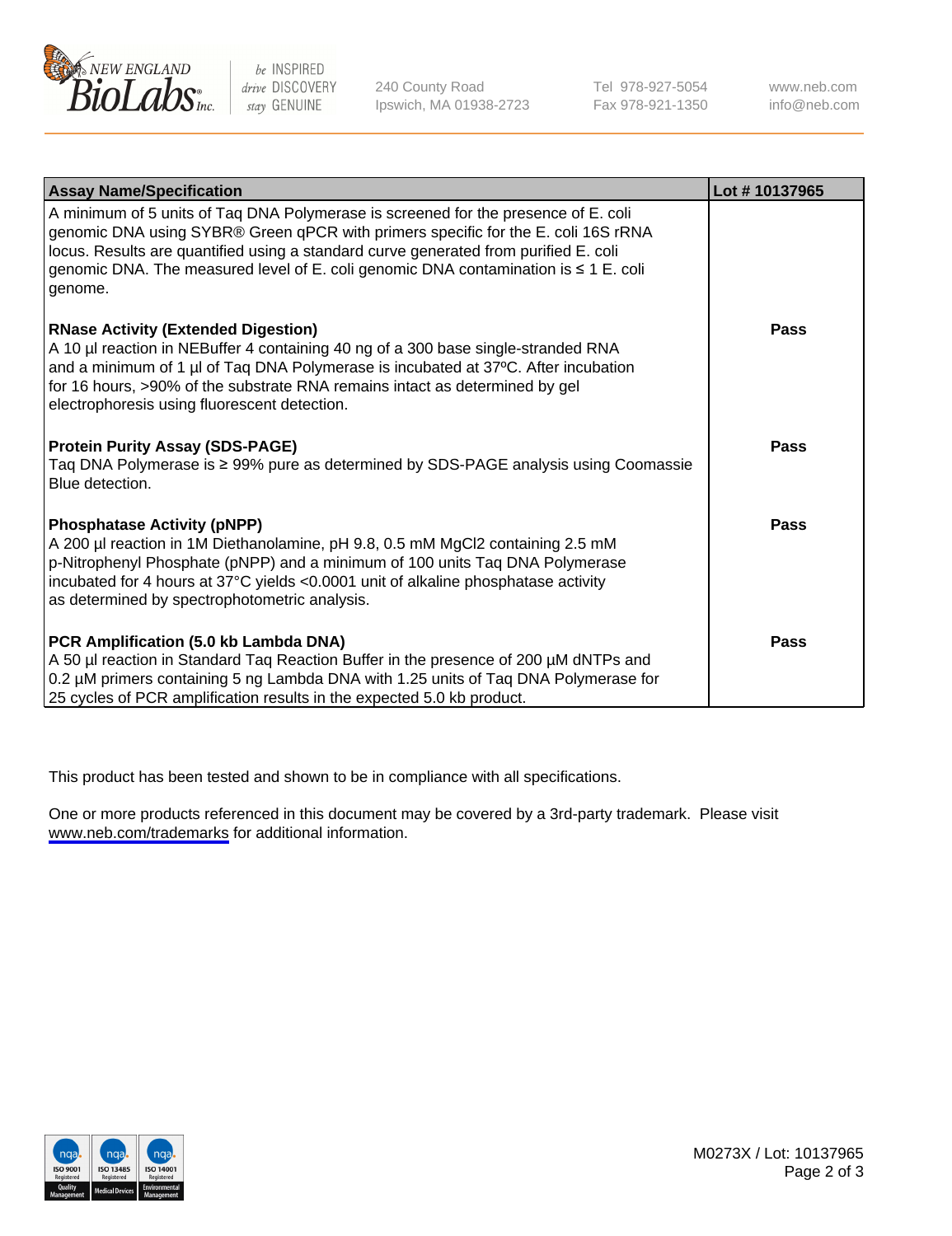| Assay Name/Specification | Lot # 10137965 |
| --- | --- |
| A minimum of 5 units of Taq DNA Polymerase is screened for the presence of E. coli genomic DNA using SYBR® Green qPCR with primers specific for the E. coli 16S rRNA locus. Results are quantified using a standard curve generated from purified E. coli genomic DNA. The measured level of E. coli genomic DNA contamination is ≤ 1 E. coli genome. | |
| **RNase Activity (Extended Digestion)**<br>A 10 µl reaction in NEBuffer 4 containing 40 ng of a 300 base single-stranded RNA and a minimum of 1 µl of Taq DNA Polymerase is incubated at 37ºC. After incubation for 16 hours, >90% of the substrate RNA remains intact as determined by gel electrophoresis using fluorescent detection. | **Pass** |
| **Protein Purity Assay (SDS-PAGE)**<br>Taq DNA Polymerase is ≥ 99% pure as determined by SDS-PAGE analysis using Coomassie Blue detection. | **Pass** |
| **Phosphatase Activity (pNPP)**<br>A 200 µl reaction in 1M Diethanolamine, pH 9.8, 0.5 mM $MgCl_2$ containing 2.5 mM p-Nitrophenyl Phosphate (pNPP) and a minimum of 100 units Taq DNA Polymerase incubated for 4 hours at 37°C yields <0.0001 unit of alkaline phosphatase activity as determined by spectrophotometric analysis. | **Pass** |
| **PCR Amplification (5.0 kb Lambda DNA)**<br>A 50 µl reaction in Standard Taq Reaction Buffer in the presence of 200 µM dNTPs and 0.2 µM primers containing 5 ng Lambda DNA with 1.25 units of Taq DNA Polymerase for 25 cycles of PCR amplification results in the expected 5.0 kb product. | **Pass** |

This product has been tested and shown to be in compliance with all specifications.

One or more products referenced in this document may be covered by a 3rd-party trademark. Please visit www.neb.com/trademarks for additional information.

M0273X / Lot: 10137965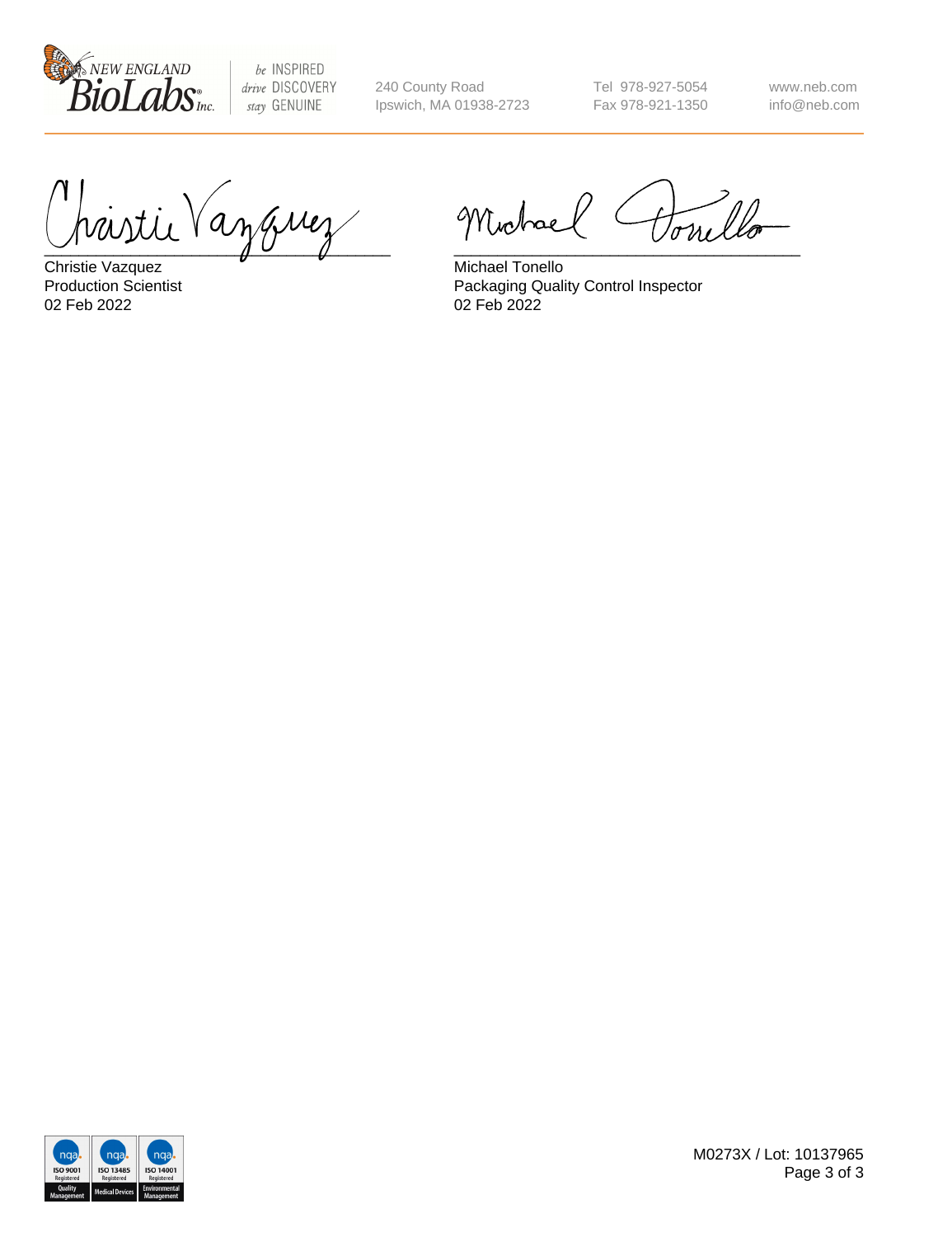Christie Vazquez
Production Scientist
02 Feb 2022

Michael Tonello
Packaging Quality Control Inspector
02 Feb 2022

M0273X / Lot: 10137965